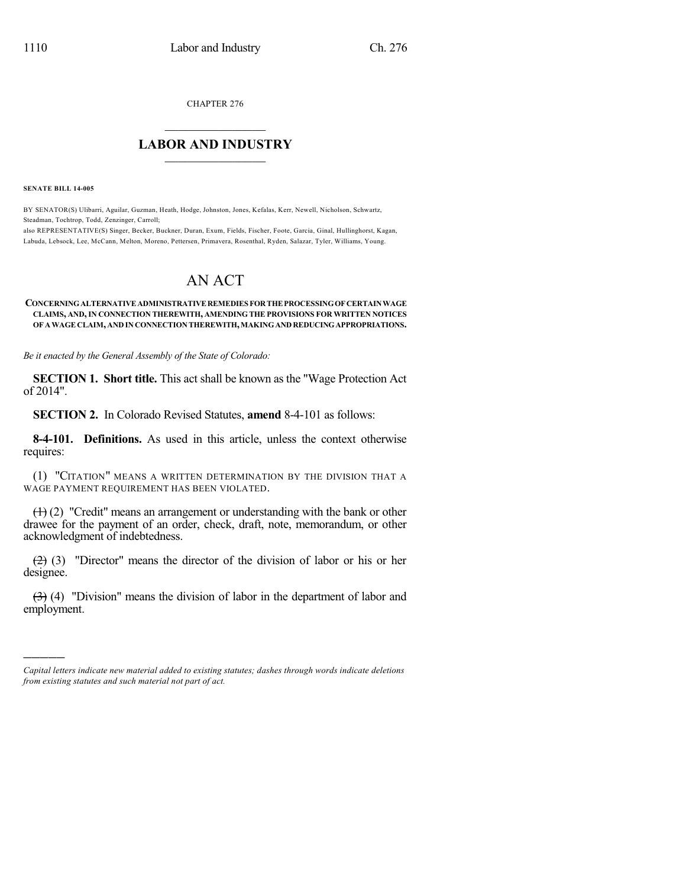CHAPTER 276

# LABOR AND INDUSTRY

**SENATE BILL 14-005**

BY SENATOR(S) Ulibarri, Aguilar, Guzman, Heath, Hodge, Johnston, Jones, Kefalas, Kerr, Newell, Nicholson, Schwartz, Steadman, Tochtrop, Todd, Zenzinger, Carroll;
also REPRESENTATIVE(S) Singer, Becker, Buckner, Duran, Exum, Fields, Fischer, Foote, Garcia, Ginal, Hullinghorst, Kagan, Labuda, Lebsock, Lee, McCann, Melton, Moreno, Pettersen, Primavera, Rosenthal, Ryden, Salazar, Tyler, Williams, Young.

# AN ACT

**CONCERNING ALTERNATIVE ADMINISTRATIVE REMEDIES FOR THE PROCESSING OF CERTAIN WAGE CLAIMS, AND, IN CONNECTION THEREWITH, AMENDING THE PROVISIONS FOR WRITTEN NOTICES OF A WAGE CLAIM, AND IN CONNECTION THEREWITH, MAKING AND REDUCING APPROPRIATIONS.**

*Be it enacted by the General Assembly of the State of Colorado:*

**SECTION 1. Short title.** This act shall be known as the "Wage Protection Act of 2014".

**SECTION 2.** In Colorado Revised Statutes, **amend** 8-4-101 as follows:

**8-4-101. Definitions.** As used in this article, unless the context otherwise requires:

(1) "CITATION" MEANS A WRITTEN DETERMINATION BY THE DIVISION THAT A WAGE PAYMENT REQUIREMENT HAS BEEN VIOLATED.

~~(1)~~ (2) "Credit" means an arrangement or understanding with the bank or other drawee for the payment of an order, check, draft, note, memorandum, or other acknowledgment of indebtedness.

~~(2)~~ (3) "Director" means the director of the division of labor or his or her designee.

~~(3)~~ (4) "Division" means the division of labor in the department of labor and employment.

*Capital letters indicate new material added to existing statutes; dashes through words indicate deletions from existing statutes and such material not part of act.*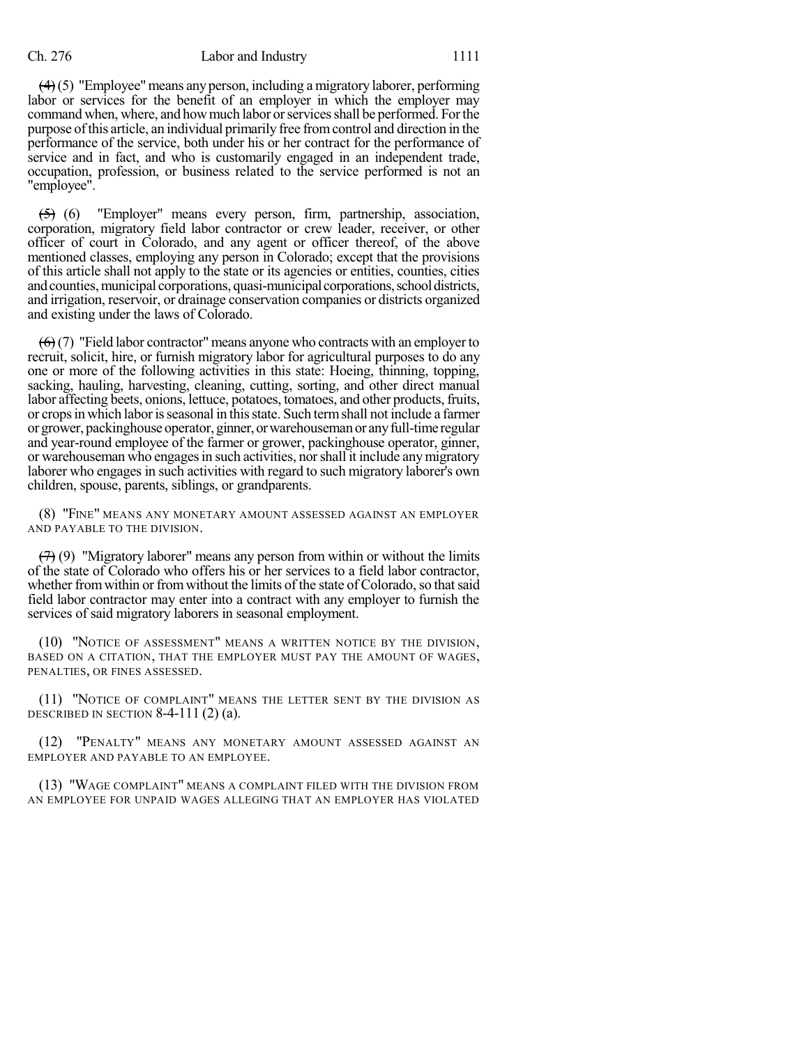~~(4)~~ (5) "Employee" means any person, including a migratory laborer, performing labor or services for the benefit of an employer in which the employer may command when, where, and how much labor or services shall be performed. For the purpose of this article, an individual primarily free from control and direction in the performance of the service, both under his or her contract for the performance of service and in fact, and who is customarily engaged in an independent trade, occupation, profession, or business related to the service performed is not an "employee".

~~(5)~~ (6) "Employer" means every person, firm, partnership, association, corporation, migratory field labor contractor or crew leader, receiver, or other officer of court in Colorado, and any agent or officer thereof, of the above mentioned classes, employing any person in Colorado; except that the provisions of this article shall not apply to the state or its agencies or entities, counties, cities and counties, municipal corporations, quasi-municipal corporations, school districts, and irrigation, reservoir, or drainage conservation companies or districts organized and existing under the laws of Colorado.

~~(6)~~ (7) "Field labor contractor" means anyone who contracts with an employer to recruit, solicit, hire, or furnish migratory labor for agricultural purposes to do any one or more of the following activities in this state: Hoeing, thinning, topping, sacking, hauling, harvesting, cleaning, cutting, sorting, and other direct manual labor affecting beets, onions, lettuce, potatoes, tomatoes, and other products, fruits, or crops in which labor is seasonal in this state. Such term shall not include a farmer or grower, packinghouse operator, ginner, or warehouseman or any full-time regular and year-round employee of the farmer or grower, packinghouse operator, ginner, or warehouseman who engages in such activities, nor shall it include any migratory laborer who engages in such activities with regard to such migratory laborer's own children, spouse, parents, siblings, or grandparents.

(8) "FINE" MEANS ANY MONETARY AMOUNT ASSESSED AGAINST AN EMPLOYER AND PAYABLE TO THE DIVISION.

~~(7)~~ (9) "Migratory laborer" means any person from within or without the limits of the state of Colorado who offers his or her services to a field labor contractor, whether from within or from without the limits of the state of Colorado, so that said field labor contractor may enter into a contract with any employer to furnish the services of said migratory laborers in seasonal employment.

(10) "NOTICE OF ASSESSMENT" MEANS A WRITTEN NOTICE BY THE DIVISION, BASED ON A CITATION, THAT THE EMPLOYER MUST PAY THE AMOUNT OF WAGES, PENALTIES, OR FINES ASSESSED.

(11) "NOTICE OF COMPLAINT" MEANS THE LETTER SENT BY THE DIVISION AS DESCRIBED IN SECTION 8-4-111 (2) (a).

(12) "PENALTY" MEANS ANY MONETARY AMOUNT ASSESSED AGAINST AN EMPLOYER AND PAYABLE TO AN EMPLOYEE.

(13) "WAGE COMPLAINT" MEANS A COMPLAINT FILED WITH THE DIVISION FROM AN EMPLOYEE FOR UNPAID WAGES ALLEGING THAT AN EMPLOYER HAS VIOLATED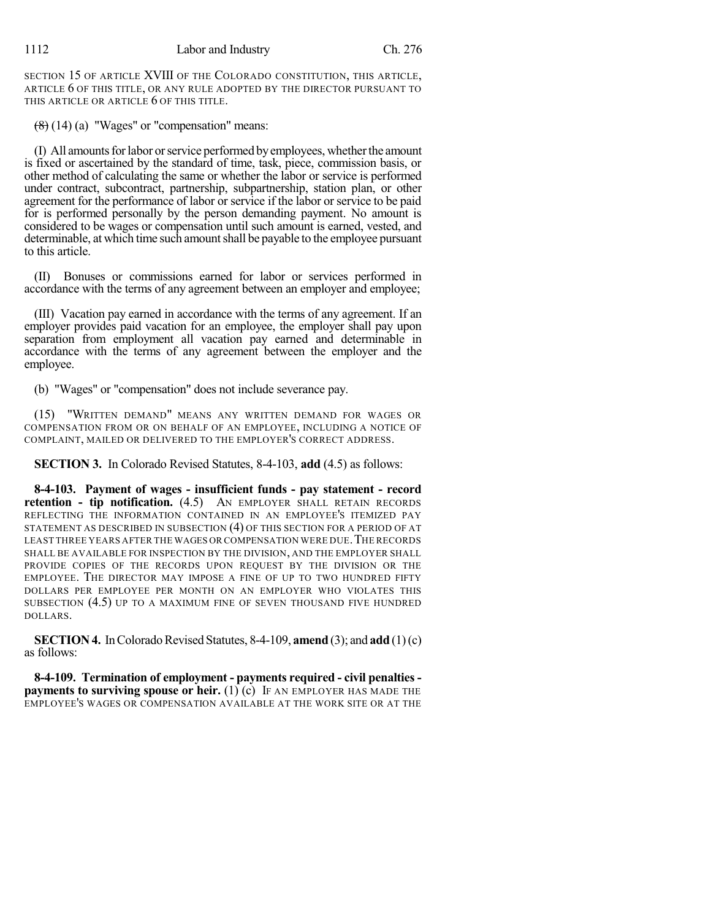SECTION 15 OF ARTICLE XVIII OF THE COLORADO CONSTITUTION, THIS ARTICLE, ARTICLE 6 OF THIS TITLE, OR ANY RULE ADOPTED BY THE DIRECTOR PURSUANT TO THIS ARTICLE OR ARTICLE 6 OF THIS TITLE.

~~(8)~~ (14) (a) "Wages" or "compensation" means:

(I) All amounts for labor or service performed by employees, whether the amount is fixed or ascertained by the standard of time, task, piece, commission basis, or other method of calculating the same or whether the labor or service is performed under contract, subcontract, partnership, subpartnership, station plan, or other agreement for the performance of labor or service if the labor or service to be paid for is performed personally by the person demanding payment. No amount is considered to be wages or compensation until such amount is earned, vested, and determinable, at which time such amount shall be payable to the employee pursuant to this article.

(II) Bonuses or commissions earned for labor or services performed in accordance with the terms of any agreement between an employer and employee;

(III) Vacation pay earned in accordance with the terms of any agreement. If an employer provides paid vacation for an employee, the employer shall pay upon separation from employment all vacation pay earned and determinable in accordance with the terms of any agreement between the employer and the employee.

(b) "Wages" or "compensation" does not include severance pay.

(15) "WRITTEN DEMAND" MEANS ANY WRITTEN DEMAND FOR WAGES OR COMPENSATION FROM OR ON BEHALF OF AN EMPLOYEE, INCLUDING A NOTICE OF COMPLAINT, MAILED OR DELIVERED TO THE EMPLOYER'S CORRECT ADDRESS.

**SECTION 3.** In Colorado Revised Statutes, 8-4-103, **add** (4.5) as follows:

**8-4-103. Payment of wages - insufficient funds - pay statement - record retention - tip notification.** (4.5) AN EMPLOYER SHALL RETAIN RECORDS REFLECTING THE INFORMATION CONTAINED IN AN EMPLOYEE'S ITEMIZED PAY STATEMENT AS DESCRIBED IN SUBSECTION (4) OF THIS SECTION FOR A PERIOD OF AT LEAST THREE YEARS AFTER THE WAGES OR COMPENSATION WERE DUE. THE RECORDS SHALL BE AVAILABLE FOR INSPECTION BY THE DIVISION, AND THE EMPLOYER SHALL PROVIDE COPIES OF THE RECORDS UPON REQUEST BY THE DIVISION OR THE EMPLOYEE. THE DIRECTOR MAY IMPOSE A FINE OF UP TO TWO HUNDRED FIFTY DOLLARS PER EMPLOYEE PER MONTH ON AN EMPLOYER WHO VIOLATES THIS SUBSECTION (4.5) UP TO A MAXIMUM FINE OF SEVEN THOUSAND FIVE HUNDRED DOLLARS.

**SECTION 4.** In Colorado Revised Statutes, 8-4-109, **amend** (3); and **add** (1) (c) as follows:

**8-4-109. Termination of employment - payments required - civil penalties - payments to surviving spouse or heir.** (1) (c) IF AN EMPLOYER HAS MADE THE EMPLOYEE'S WAGES OR COMPENSATION AVAILABLE AT THE WORK SITE OR AT THE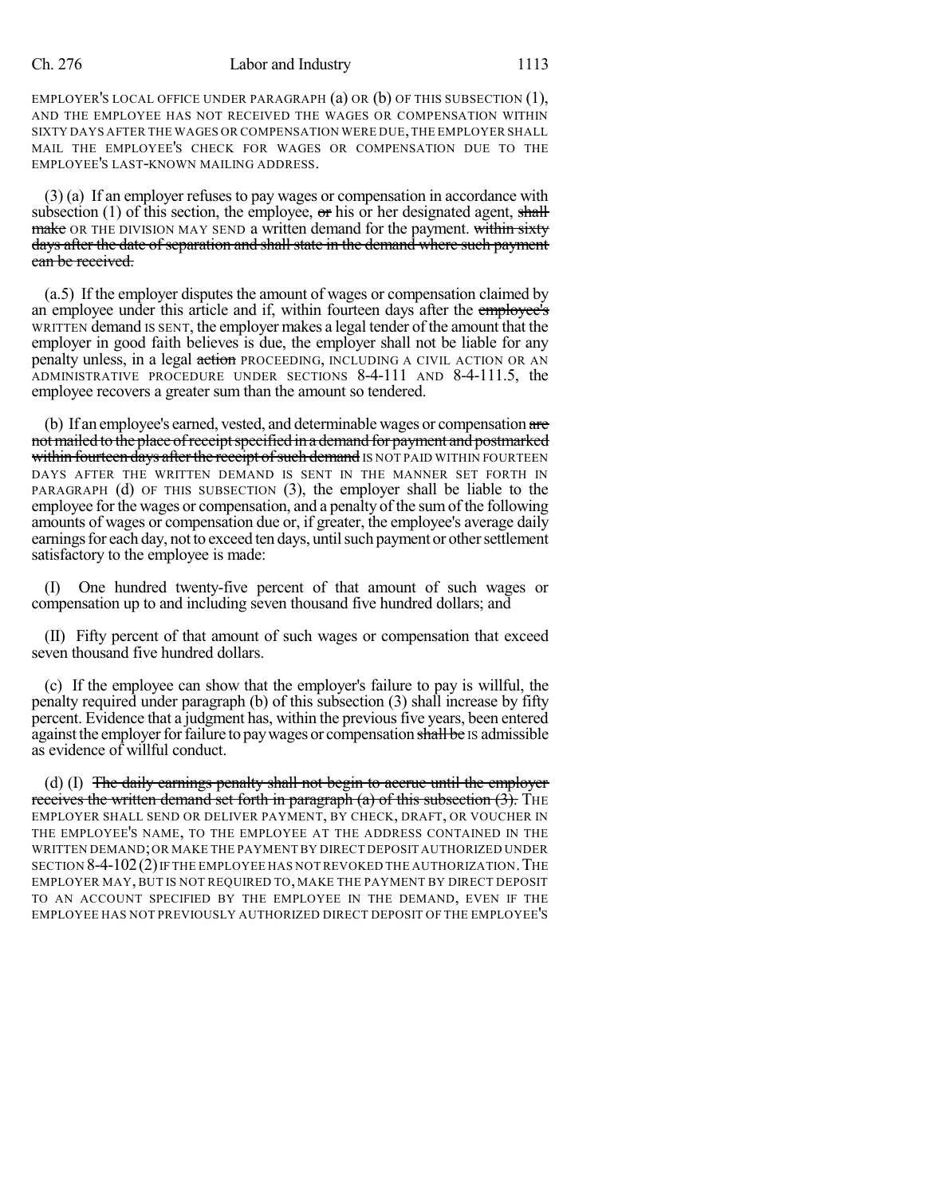EMPLOYER'S LOCAL OFFICE UNDER PARAGRAPH (a) OR (b) OF THIS SUBSECTION (1), AND THE EMPLOYEE HAS NOT RECEIVED THE WAGES OR COMPENSATION WITHIN SIXTY DAYS AFTER THE WAGES OR COMPENSATION WERE DUE, THE EMPLOYER SHALL MAIL THE EMPLOYEE'S CHECK FOR WAGES OR COMPENSATION DUE TO THE EMPLOYEE'S LAST-KNOWN MAILING ADDRESS.

(3) (a) If an employer refuses to pay wages or compensation in accordance with subsection (1) of this section, the employee, ~~or~~ his or her designated agent, ~~shall make~~ OR THE DIVISION MAY SEND a written demand for the payment. ~~within sixty days after the date of separation and shall state in the demand where such payment can be received.~~

(a.5) If the employer disputes the amount of wages or compensation claimed by an employee under this article and if, within fourteen days after the ~~employee's~~ WRITTEN demand IS SENT, the employer makes a legal tender of the amount that the employer in good faith believes is due, the employer shall not be liable for any penalty unless, in a legal ~~action~~ PROCEEDING, INCLUDING A CIVIL ACTION OR AN ADMINISTRATIVE PROCEDURE UNDER SECTIONS 8-4-111 AND 8-4-111.5, the employee recovers a greater sum than the amount so tendered.

(b) If an employee's earned, vested, and determinable wages or compensation ~~are not mailed to the place of receipt specified in a demand for payment and postmarked within fourteen days after the receipt of such demand~~ IS NOT PAID WITHIN FOURTEEN DAYS AFTER THE WRITTEN DEMAND IS SENT IN THE MANNER SET FORTH IN PARAGRAPH (d) OF THIS SUBSECTION (3), the employer shall be liable to the employee for the wages or compensation, and a penalty of the sum of the following amounts of wages or compensation due or, if greater, the employee's average daily earnings for each day, not to exceed ten days, until such payment or other settlement satisfactory to the employee is made:

(I) One hundred twenty-five percent of that amount of such wages or compensation up to and including seven thousand five hundred dollars; and

(II) Fifty percent of that amount of such wages or compensation that exceed seven thousand five hundred dollars.

(c) If the employee can show that the employer's failure to pay is willful, the penalty required under paragraph (b) of this subsection (3) shall increase by fifty percent. Evidence that a judgment has, within the previous five years, been entered against the employer for failure to pay wages or compensation ~~shall be~~ IS admissible as evidence of willful conduct.

(d) (I) ~~The daily earnings penalty shall not begin to accrue until the employer receives the written demand set forth in paragraph (a) of this subsection (3).~~ THE EMPLOYER SHALL SEND OR DELIVER PAYMENT, BY CHECK, DRAFT, OR VOUCHER IN THE EMPLOYEE'S NAME, TO THE EMPLOYEE AT THE ADDRESS CONTAINED IN THE WRITTEN DEMAND; OR MAKE THE PAYMENT BY DIRECT DEPOSIT AUTHORIZED UNDER SECTION 8-4-102 (2) IF THE EMPLOYEE HAS NOT REVOKED THE AUTHORIZATION. THE EMPLOYER MAY, BUT IS NOT REQUIRED TO, MAKE THE PAYMENT BY DIRECT DEPOSIT TO AN ACCOUNT SPECIFIED BY THE EMPLOYEE IN THE DEMAND, EVEN IF THE EMPLOYEE HAS NOT PREVIOUSLY AUTHORIZED DIRECT DEPOSIT OF THE EMPLOYEE'S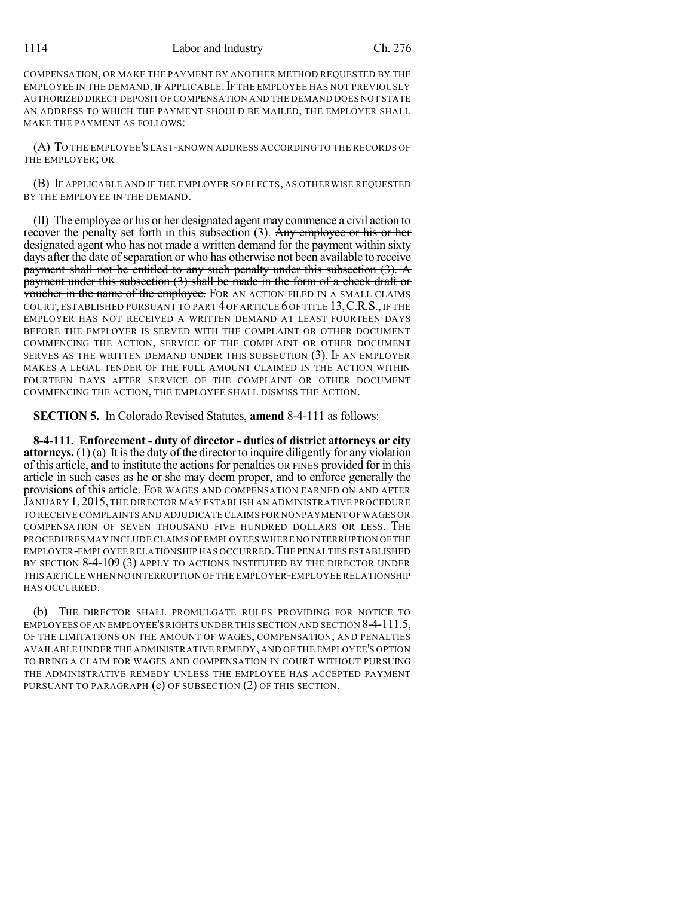COMPENSATION, OR MAKE THE PAYMENT BY ANOTHER METHOD REQUESTED BY THE EMPLOYEE IN THE DEMAND, IF APPLICABLE. IF THE EMPLOYEE HAS NOT PREVIOUSLY AUTHORIZED DIRECT DEPOSIT OF COMPENSATION AND THE DEMAND DOES NOT STATE AN ADDRESS TO WHICH THE PAYMENT SHOULD BE MAILED, THE EMPLOYER SHALL MAKE THE PAYMENT AS FOLLOWS:

(A) TO THE EMPLOYEE'S LAST-KNOWN ADDRESS ACCORDING TO THE RECORDS OF THE EMPLOYER; OR

(B) IF APPLICABLE AND IF THE EMPLOYER SO ELECTS, AS OTHERWISE REQUESTED BY THE EMPLOYEE IN THE DEMAND.

(II) The employee or his or her designated agent may commence a civil action to recover the penalty set forth in this subsection (3). ~~Any employee or his or her designated agent who has not made a written demand for the payment within sixty days after the date of separation or who has otherwise not been available to receive payment shall not be entitled to any such penalty under this subsection (3). A payment under this subsection (3) shall be made in the form of a check draft or voucher in the name of the employee.~~ FOR AN ACTION FILED IN A SMALL CLAIMS COURT, ESTABLISHED PURSUANT TO PART 4 OF ARTICLE 6 OF TITLE 13, C.R.S., IF THE EMPLOYER HAS NOT RECEIVED A WRITTEN DEMAND AT LEAST FOURTEEN DAYS BEFORE THE EMPLOYER IS SERVED WITH THE COMPLAINT OR OTHER DOCUMENT COMMENCING THE ACTION, SERVICE OF THE COMPLAINT OR OTHER DOCUMENT SERVES AS THE WRITTEN DEMAND UNDER THIS SUBSECTION (3). IF AN EMPLOYER MAKES A LEGAL TENDER OF THE FULL AMOUNT CLAIMED IN THE ACTION WITHIN FOURTEEN DAYS AFTER SERVICE OF THE COMPLAINT OR OTHER DOCUMENT COMMENCING THE ACTION, THE EMPLOYEE SHALL DISMISS THE ACTION.

**SECTION 5.** In Colorado Revised Statutes, **amend** 8-4-111 as follows:

**8-4-111. Enforcement - duty of director - duties of district attorneys or city attorneys.** (1) (a) It is the duty of the director to inquire diligently for any violation of this article, and to institute the actions for penalties OR FINES provided for in this article in such cases as he or she may deem proper, and to enforce generally the provisions of this article. FOR WAGES AND COMPENSATION EARNED ON AND AFTER JANUARY 1, 2015, THE DIRECTOR MAY ESTABLISH AN ADMINISTRATIVE PROCEDURE TO RECEIVE COMPLAINTS AND ADJUDICATE CLAIMS FOR NONPAYMENT OF WAGES OR COMPENSATION OF SEVEN THOUSAND FIVE HUNDRED DOLLARS OR LESS. THE PROCEDURES MAY INCLUDE CLAIMS OF EMPLOYEES WHERE NO INTERRUPTION OF THE EMPLOYER-EMPLOYEE RELATIONSHIP HAS OCCURRED. THE PENALTIES ESTABLISHED BY SECTION 8-4-109 (3) APPLY TO ACTIONS INSTITUTED BY THE DIRECTOR UNDER THIS ARTICLE WHEN NO INTERRUPTION OF THE EMPLOYER-EMPLOYEE RELATIONSHIP HAS OCCURRED.

(b) THE DIRECTOR SHALL PROMULGATE RULES PROVIDING FOR NOTICE TO EMPLOYEES OF AN EMPLOYEE'S RIGHTS UNDER THIS SECTION AND SECTION 8-4-111.5, OF THE LIMITATIONS ON THE AMOUNT OF WAGES, COMPENSATION, AND PENALTIES AVAILABLE UNDER THE ADMINISTRATIVE REMEDY, AND OF THE EMPLOYEE'S OPTION TO BRING A CLAIM FOR WAGES AND COMPENSATION IN COURT WITHOUT PURSUING THE ADMINISTRATIVE REMEDY UNLESS THE EMPLOYEE HAS ACCEPTED PAYMENT PURSUANT TO PARAGRAPH (e) OF SUBSECTION (2) OF THIS SECTION.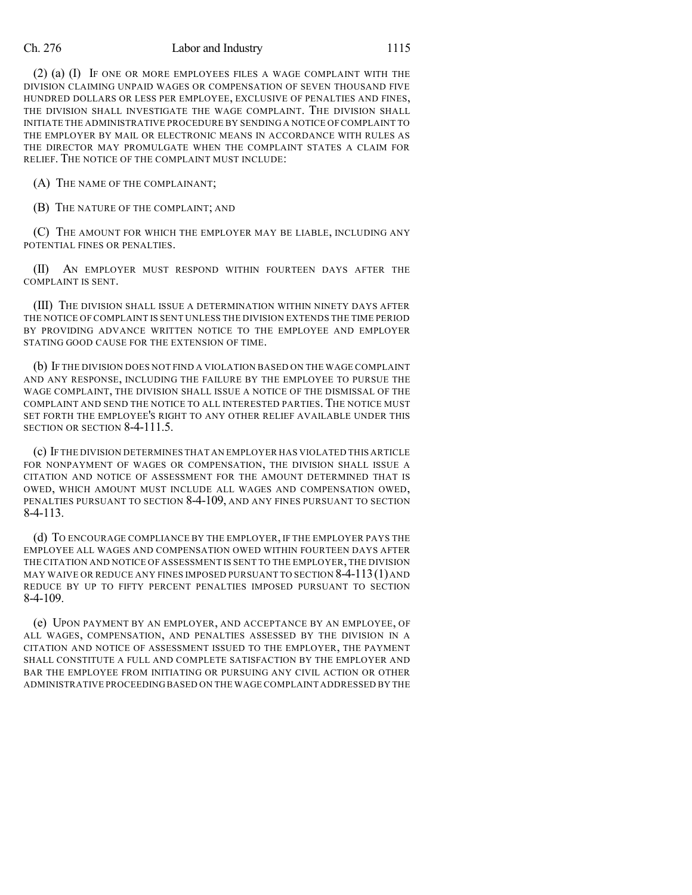(2) (a) (I) IF ONE OR MORE EMPLOYEES FILES A WAGE COMPLAINT WITH THE DIVISION CLAIMING UNPAID WAGES OR COMPENSATION OF SEVEN THOUSAND FIVE HUNDRED DOLLARS OR LESS PER EMPLOYEE, EXCLUSIVE OF PENALTIES AND FINES, THE DIVISION SHALL INVESTIGATE THE WAGE COMPLAINT. THE DIVISION SHALL INITIATE THE ADMINISTRATIVE PROCEDURE BY SENDING A NOTICE OF COMPLAINT TO THE EMPLOYER BY MAIL OR ELECTRONIC MEANS IN ACCORDANCE WITH RULES AS THE DIRECTOR MAY PROMULGATE WHEN THE COMPLAINT STATES A CLAIM FOR RELIEF. THE NOTICE OF THE COMPLAINT MUST INCLUDE:

(A) THE NAME OF THE COMPLAINANT;

(B) THE NATURE OF THE COMPLAINT; AND

(C) THE AMOUNT FOR WHICH THE EMPLOYER MAY BE LIABLE, INCLUDING ANY POTENTIAL FINES OR PENALTIES.

(II) AN EMPLOYER MUST RESPOND WITHIN FOURTEEN DAYS AFTER THE COMPLAINT IS SENT.

(III) THE DIVISION SHALL ISSUE A DETERMINATION WITHIN NINETY DAYS AFTER THE NOTICE OF COMPLAINT IS SENT UNLESS THE DIVISION EXTENDS THE TIME PERIOD BY PROVIDING ADVANCE WRITTEN NOTICE TO THE EMPLOYEE AND EMPLOYER STATING GOOD CAUSE FOR THE EXTENSION OF TIME.

(b) IF THE DIVISION DOES NOT FIND A VIOLATION BASED ON THE WAGE COMPLAINT AND ANY RESPONSE, INCLUDING THE FAILURE BY THE EMPLOYEE TO PURSUE THE WAGE COMPLAINT, THE DIVISION SHALL ISSUE A NOTICE OF THE DISMISSAL OF THE COMPLAINT AND SEND THE NOTICE TO ALL INTERESTED PARTIES. THE NOTICE MUST SET FORTH THE EMPLOYEE'S RIGHT TO ANY OTHER RELIEF AVAILABLE UNDER THIS SECTION OR SECTION 8-4-111.5.

(c) IF THE DIVISION DETERMINES THAT AN EMPLOYER HAS VIOLATED THIS ARTICLE FOR NONPAYMENT OF WAGES OR COMPENSATION, THE DIVISION SHALL ISSUE A CITATION AND NOTICE OF ASSESSMENT FOR THE AMOUNT DETERMINED THAT IS OWED, WHICH AMOUNT MUST INCLUDE ALL WAGES AND COMPENSATION OWED, PENALTIES PURSUANT TO SECTION 8-4-109, AND ANY FINES PURSUANT TO SECTION 8-4-113.

(d) TO ENCOURAGE COMPLIANCE BY THE EMPLOYER, IF THE EMPLOYER PAYS THE EMPLOYEE ALL WAGES AND COMPENSATION OWED WITHIN FOURTEEN DAYS AFTER THE CITATION AND NOTICE OF ASSESSMENT IS SENT TO THE EMPLOYER, THE DIVISION MAY WAIVE OR REDUCE ANY FINES IMPOSED PURSUANT TO SECTION 8-4-113 (1) AND REDUCE BY UP TO FIFTY PERCENT PENALTIES IMPOSED PURSUANT TO SECTION 8-4-109.

(e) UPON PAYMENT BY AN EMPLOYER, AND ACCEPTANCE BY AN EMPLOYEE, OF ALL WAGES, COMPENSATION, AND PENALTIES ASSESSED BY THE DIVISION IN A CITATION AND NOTICE OF ASSESSMENT ISSUED TO THE EMPLOYER, THE PAYMENT SHALL CONSTITUTE A FULL AND COMPLETE SATISFACTION BY THE EMPLOYER AND BAR THE EMPLOYEE FROM INITIATING OR PURSUING ANY CIVIL ACTION OR OTHER ADMINISTRATIVE PROCEEDING BASED ON THE WAGE COMPLAINT ADDRESSED BY THE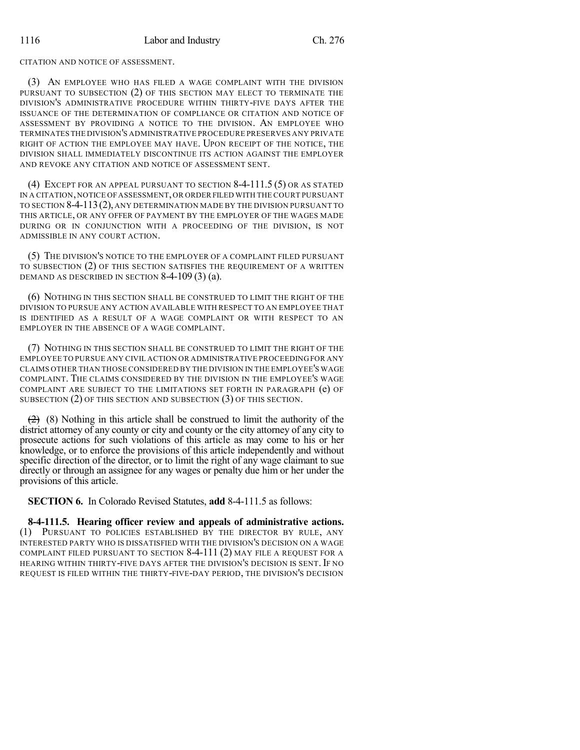CITATION AND NOTICE OF ASSESSMENT.

(3) AN EMPLOYEE WHO HAS FILED A WAGE COMPLAINT WITH THE DIVISION PURSUANT TO SUBSECTION (2) OF THIS SECTION MAY ELECT TO TERMINATE THE DIVISION'S ADMINISTRATIVE PROCEDURE WITHIN THIRTY-FIVE DAYS AFTER THE ISSUANCE OF THE DETERMINATION OF COMPLIANCE OR CITATION AND NOTICE OF ASSESSMENT BY PROVIDING A NOTICE TO THE DIVISION. AN EMPLOYEE WHO TERMINATES THE DIVISION'S ADMINISTRATIVE PROCEDURE PRESERVES ANY PRIVATE RIGHT OF ACTION THE EMPLOYEE MAY HAVE. UPON RECEIPT OF THE NOTICE, THE DIVISION SHALL IMMEDIATELY DISCONTINUE ITS ACTION AGAINST THE EMPLOYER AND REVOKE ANY CITATION AND NOTICE OF ASSESSMENT SENT.

(4) EXCEPT FOR AN APPEAL PURSUANT TO SECTION 8-4-111.5 (5) OR AS STATED IN A CITATION, NOTICE OF ASSESSMENT, OR ORDER FILED WITH THE COURT PURSUANT TO SECTION 8-4-113 (2), ANY DETERMINATION MADE BY THE DIVISION PURSUANT TO THIS ARTICLE, OR ANY OFFER OF PAYMENT BY THE EMPLOYER OF THE WAGES MADE DURING OR IN CONJUNCTION WITH A PROCEEDING OF THE DIVISION, IS NOT ADMISSIBLE IN ANY COURT ACTION.

(5) THE DIVISION'S NOTICE TO THE EMPLOYER OF A COMPLAINT FILED PURSUANT TO SUBSECTION (2) OF THIS SECTION SATISFIES THE REQUIREMENT OF A WRITTEN DEMAND AS DESCRIBED IN SECTION 8-4-109 (3) (a).

(6) NOTHING IN THIS SECTION SHALL BE CONSTRUED TO LIMIT THE RIGHT OF THE DIVISION TO PURSUE ANY ACTION AVAILABLE WITH RESPECT TO AN EMPLOYEE THAT IS IDENTIFIED AS A RESULT OF A WAGE COMPLAINT OR WITH RESPECT TO AN EMPLOYER IN THE ABSENCE OF A WAGE COMPLAINT.

(7) NOTHING IN THIS SECTION SHALL BE CONSTRUED TO LIMIT THE RIGHT OF THE EMPLOYEE TO PURSUE ANY CIVIL ACTION OR ADMINISTRATIVE PROCEEDING FOR ANY CLAIMS OTHER THAN THOSE CONSIDERED BY THE DIVISION IN THE EMPLOYEE'S WAGE COMPLAINT. THE CLAIMS CONSIDERED BY THE DIVISION IN THE EMPLOYEE'S WAGE COMPLAINT ARE SUBJECT TO THE LIMITATIONS SET FORTH IN PARAGRAPH (e) OF SUBSECTION (2) OF THIS SECTION AND SUBSECTION (3) OF THIS SECTION.

~~(2)~~ (8) Nothing in this article shall be construed to limit the authority of the district attorney of any county or city and county or the city attorney of any city to prosecute actions for such violations of this article as may come to his or her knowledge, or to enforce the provisions of this article independently and without specific direction of the director, or to limit the right of any wage claimant to sue directly or through an assignee for any wages or penalty due him or her under the provisions of this article.

**SECTION 6.** In Colorado Revised Statutes, **add** 8-4-111.5 as follows:

**8-4-111.5. Hearing officer review and appeals of administrative actions.** (1) PURSUANT TO POLICIES ESTABLISHED BY THE DIRECTOR BY RULE, ANY INTERESTED PARTY WHO IS DISSATISFIED WITH THE DIVISION'S DECISION ON A WAGE COMPLAINT FILED PURSUANT TO SECTION 8-4-111 (2) MAY FILE A REQUEST FOR A HEARING WITHIN THIRTY-FIVE DAYS AFTER THE DIVISION'S DECISION IS SENT. IF NO REQUEST IS FILED WITHIN THE THIRTY-FIVE-DAY PERIOD, THE DIVISION'S DECISION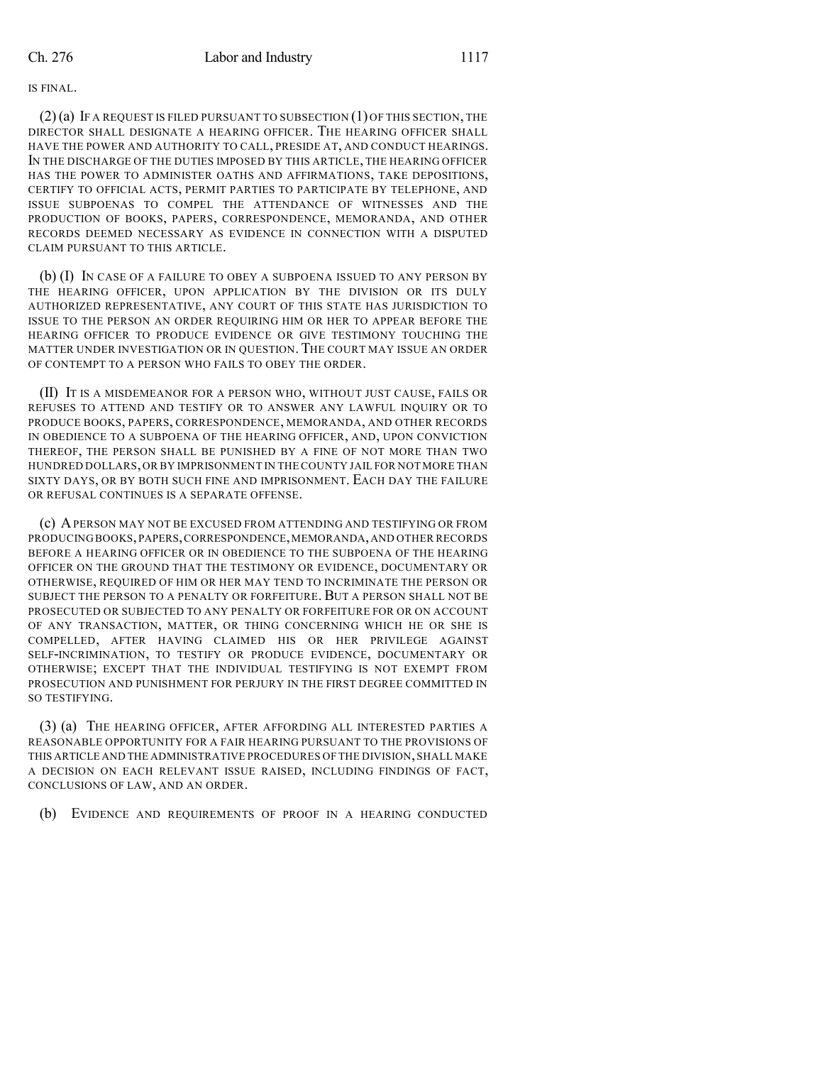IS FINAL.

(2) (a) IF A REQUEST IS FILED PURSUANT TO SUBSECTION (1) OF THIS SECTION, THE DIRECTOR SHALL DESIGNATE A HEARING OFFICER. THE HEARING OFFICER SHALL HAVE THE POWER AND AUTHORITY TO CALL, PRESIDE AT, AND CONDUCT HEARINGS. IN THE DISCHARGE OF THE DUTIES IMPOSED BY THIS ARTICLE, THE HEARING OFFICER HAS THE POWER TO ADMINISTER OATHS AND AFFIRMATIONS, TAKE DEPOSITIONS, CERTIFY TO OFFICIAL ACTS, PERMIT PARTIES TO PARTICIPATE BY TELEPHONE, AND ISSUE SUBPOENAS TO COMPEL THE ATTENDANCE OF WITNESSES AND THE PRODUCTION OF BOOKS, PAPERS, CORRESPONDENCE, MEMORANDA, AND OTHER RECORDS DEEMED NECESSARY AS EVIDENCE IN CONNECTION WITH A DISPUTED CLAIM PURSUANT TO THIS ARTICLE.

(b) (I) IN CASE OF A FAILURE TO OBEY A SUBPOENA ISSUED TO ANY PERSON BY THE HEARING OFFICER, UPON APPLICATION BY THE DIVISION OR ITS DULY AUTHORIZED REPRESENTATIVE, ANY COURT OF THIS STATE HAS JURISDICTION TO ISSUE TO THE PERSON AN ORDER REQUIRING HIM OR HER TO APPEAR BEFORE THE HEARING OFFICER TO PRODUCE EVIDENCE OR GIVE TESTIMONY TOUCHING THE MATTER UNDER INVESTIGATION OR IN QUESTION. THE COURT MAY ISSUE AN ORDER OF CONTEMPT TO A PERSON WHO FAILS TO OBEY THE ORDER.

(II) IT IS A MISDEMEANOR FOR A PERSON WHO, WITHOUT JUST CAUSE, FAILS OR REFUSES TO ATTEND AND TESTIFY OR TO ANSWER ANY LAWFUL INQUIRY OR TO PRODUCE BOOKS, PAPERS, CORRESPONDENCE, MEMORANDA, AND OTHER RECORDS IN OBEDIENCE TO A SUBPOENA OF THE HEARING OFFICER, AND, UPON CONVICTION THEREOF, THE PERSON SHALL BE PUNISHED BY A FINE OF NOT MORE THAN TWO HUNDRED DOLLARS, OR BY IMPRISONMENT IN THE COUNTY JAIL FOR NOT MORE THAN SIXTY DAYS, OR BY BOTH SUCH FINE AND IMPRISONMENT. EACH DAY THE FAILURE OR REFUSAL CONTINUES IS A SEPARATE OFFENSE.

(c) A PERSON MAY NOT BE EXCUSED FROM ATTENDING AND TESTIFYING OR FROM PRODUCING BOOKS, PAPERS, CORRESPONDENCE, MEMORANDA, AND OTHER RECORDS BEFORE A HEARING OFFICER OR IN OBEDIENCE TO THE SUBPOENA OF THE HEARING OFFICER ON THE GROUND THAT THE TESTIMONY OR EVIDENCE, DOCUMENTARY OR OTHERWISE, REQUIRED OF HIM OR HER MAY TEND TO INCRIMINATE THE PERSON OR SUBJECT THE PERSON TO A PENALTY OR FORFEITURE. BUT A PERSON SHALL NOT BE PROSECUTED OR SUBJECTED TO ANY PENALTY OR FORFEITURE FOR OR ON ACCOUNT OF ANY TRANSACTION, MATTER, OR THING CONCERNING WHICH HE OR SHE IS COMPELLED, AFTER HAVING CLAIMED HIS OR HER PRIVILEGE AGAINST SELF-INCRIMINATION, TO TESTIFY OR PRODUCE EVIDENCE, DOCUMENTARY OR OTHERWISE; EXCEPT THAT THE INDIVIDUAL TESTIFYING IS NOT EXEMPT FROM PROSECUTION AND PUNISHMENT FOR PERJURY IN THE FIRST DEGREE COMMITTED IN SO TESTIFYING.

(3) (a) THE HEARING OFFICER, AFTER AFFORDING ALL INTERESTED PARTIES A REASONABLE OPPORTUNITY FOR A FAIR HEARING PURSUANT TO THE PROVISIONS OF THIS ARTICLE AND THE ADMINISTRATIVE PROCEDURES OF THE DIVISION, SHALL MAKE A DECISION ON EACH RELEVANT ISSUE RAISED, INCLUDING FINDINGS OF FACT, CONCLUSIONS OF LAW, AND AN ORDER.

(b) EVIDENCE AND REQUIREMENTS OF PROOF IN A HEARING CONDUCTED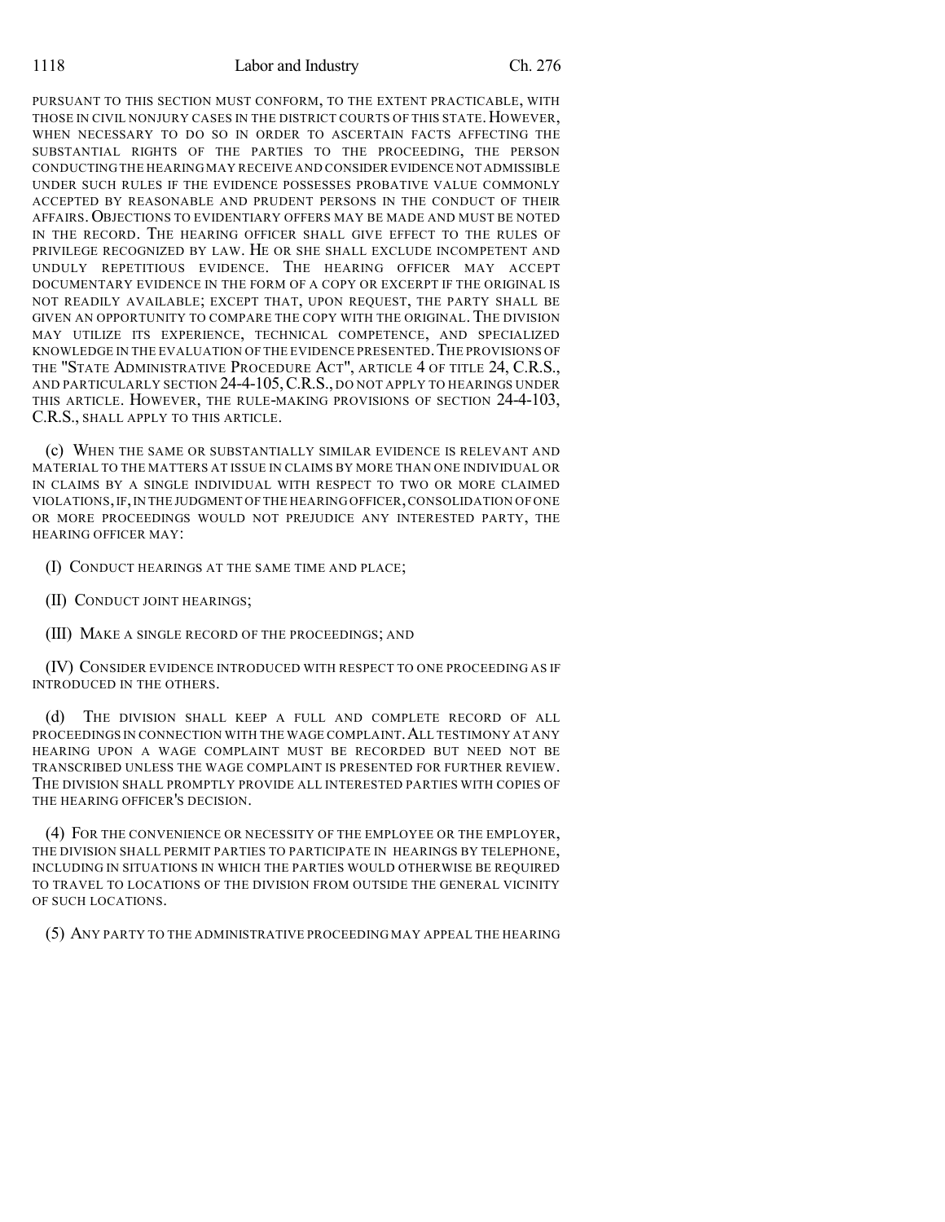PURSUANT TO THIS SECTION MUST CONFORM, TO THE EXTENT PRACTICABLE, WITH THOSE IN CIVIL NONJURY CASES IN THE DISTRICT COURTS OF THIS STATE. HOWEVER, WHEN NECESSARY TO DO SO IN ORDER TO ASCERTAIN FACTS AFFECTING THE SUBSTANTIAL RIGHTS OF THE PARTIES TO THE PROCEEDING, THE PERSON CONDUCTING THE HEARING MAY RECEIVE AND CONSIDER EVIDENCE NOT ADMISSIBLE UNDER SUCH RULES IF THE EVIDENCE POSSESSES PROBATIVE VALUE COMMONLY ACCEPTED BY REASONABLE AND PRUDENT PERSONS IN THE CONDUCT OF THEIR AFFAIRS. OBJECTIONS TO EVIDENTIARY OFFERS MAY BE MADE AND MUST BE NOTED IN THE RECORD. THE HEARING OFFICER SHALL GIVE EFFECT TO THE RULES OF PRIVILEGE RECOGNIZED BY LAW. HE OR SHE SHALL EXCLUDE INCOMPETENT AND UNDULY REPETITIOUS EVIDENCE. THE HEARING OFFICER MAY ACCEPT DOCUMENTARY EVIDENCE IN THE FORM OF A COPY OR EXCERPT IF THE ORIGINAL IS NOT READILY AVAILABLE; EXCEPT THAT, UPON REQUEST, THE PARTY SHALL BE GIVEN AN OPPORTUNITY TO COMPARE THE COPY WITH THE ORIGINAL. THE DIVISION MAY UTILIZE ITS EXPERIENCE, TECHNICAL COMPETENCE, AND SPECIALIZED KNOWLEDGE IN THE EVALUATION OF THE EVIDENCE PRESENTED. THE PROVISIONS OF THE "STATE ADMINISTRATIVE PROCEDURE ACT", ARTICLE 4 OF TITLE 24, C.R.S., AND PARTICULARLY SECTION 24-4-105, C.R.S., DO NOT APPLY TO HEARINGS UNDER THIS ARTICLE. HOWEVER, THE RULE-MAKING PROVISIONS OF SECTION 24-4-103, C.R.S., SHALL APPLY TO THIS ARTICLE.

(c) WHEN THE SAME OR SUBSTANTIALLY SIMILAR EVIDENCE IS RELEVANT AND MATERIAL TO THE MATTERS AT ISSUE IN CLAIMS BY MORE THAN ONE INDIVIDUAL OR IN CLAIMS BY A SINGLE INDIVIDUAL WITH RESPECT TO TWO OR MORE CLAIMED VIOLATIONS, IF, IN THE JUDGMENT OF THE HEARING OFFICER, CONSOLIDATION OF ONE OR MORE PROCEEDINGS WOULD NOT PREJUDICE ANY INTERESTED PARTY, THE HEARING OFFICER MAY:

(I) CONDUCT HEARINGS AT THE SAME TIME AND PLACE;

(II) CONDUCT JOINT HEARINGS;

(III) MAKE A SINGLE RECORD OF THE PROCEEDINGS; AND

(IV) CONSIDER EVIDENCE INTRODUCED WITH RESPECT TO ONE PROCEEDING AS IF INTRODUCED IN THE OTHERS.

(d) THE DIVISION SHALL KEEP A FULL AND COMPLETE RECORD OF ALL PROCEEDINGS IN CONNECTION WITH THE WAGE COMPLAINT. ALL TESTIMONY AT ANY HEARING UPON A WAGE COMPLAINT MUST BE RECORDED BUT NEED NOT BE TRANSCRIBED UNLESS THE WAGE COMPLAINT IS PRESENTED FOR FURTHER REVIEW. THE DIVISION SHALL PROMPTLY PROVIDE ALL INTERESTED PARTIES WITH COPIES OF THE HEARING OFFICER'S DECISION.

(4) FOR THE CONVENIENCE OR NECESSITY OF THE EMPLOYEE OR THE EMPLOYER, THE DIVISION SHALL PERMIT PARTIES TO PARTICIPATE IN HEARINGS BY TELEPHONE, INCLUDING IN SITUATIONS IN WHICH THE PARTIES WOULD OTHERWISE BE REQUIRED TO TRAVEL TO LOCATIONS OF THE DIVISION FROM OUTSIDE THE GENERAL VICINITY OF SUCH LOCATIONS.

(5) ANY PARTY TO THE ADMINISTRATIVE PROCEEDING MAY APPEAL THE HEARING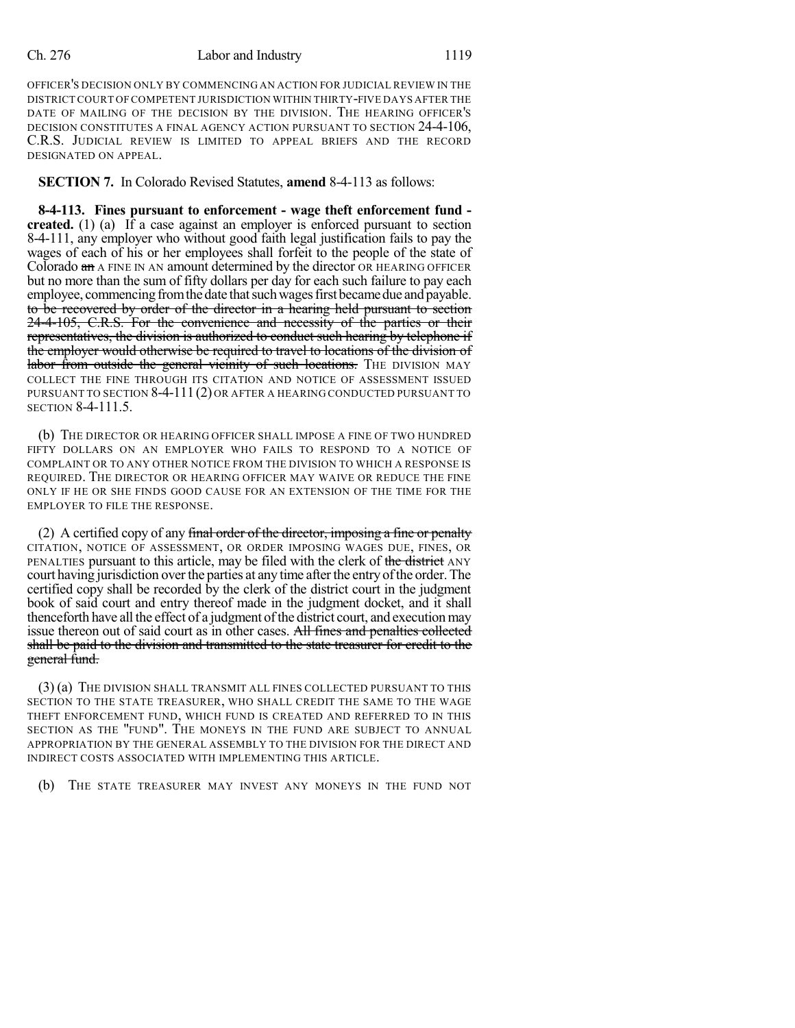OFFICER'S DECISION ONLY BY COMMENCING AN ACTION FOR JUDICIAL REVIEW IN THE DISTRICT COURT OF COMPETENT JURISDICTION WITHIN THIRTY-FIVE DAYS AFTER THE DATE OF MAILING OF THE DECISION BY THE DIVISION. THE HEARING OFFICER'S DECISION CONSTITUTES A FINAL AGENCY ACTION PURSUANT TO SECTION 24-4-106, C.R.S. JUDICIAL REVIEW IS LIMITED TO APPEAL BRIEFS AND THE RECORD DESIGNATED ON APPEAL.

**SECTION 7.** In Colorado Revised Statutes, **amend** 8-4-113 as follows:

**8-4-113. Fines pursuant to enforcement - wage theft enforcement fund - created.** (1) (a) If a case against an employer is enforced pursuant to section 8-4-111, any employer who without good faith legal justification fails to pay the wages of each of his or her employees shall forfeit to the people of the state of Colorado ~~an~~ A FINE IN AN amount determined by the director OR HEARING OFFICER but no more than the sum of fifty dollars per day for each such failure to pay each employee, commencing from the date that such wages first became due and payable. ~~to be recovered by order of the director in a hearing held pursuant to section 24-4-105, C.R.S. For the convenience and necessity of the parties or their representatives, the division is authorized to conduct such hearing by telephone if the employer would otherwise be required to travel to locations of the division of labor from outside the general vicinity of such locations.~~ THE DIVISION MAY COLLECT THE FINE THROUGH ITS CITATION AND NOTICE OF ASSESSMENT ISSUED PURSUANT TO SECTION 8-4-111 (2) OR AFTER A HEARING CONDUCTED PURSUANT TO SECTION 8-4-111.5.

(b) THE DIRECTOR OR HEARING OFFICER SHALL IMPOSE A FINE OF TWO HUNDRED FIFTY DOLLARS ON AN EMPLOYER WHO FAILS TO RESPOND TO A NOTICE OF COMPLAINT OR TO ANY OTHER NOTICE FROM THE DIVISION TO WHICH A RESPONSE IS REQUIRED. THE DIRECTOR OR HEARING OFFICER MAY WAIVE OR REDUCE THE FINE ONLY IF HE OR SHE FINDS GOOD CAUSE FOR AN EXTENSION OF THE TIME FOR THE EMPLOYER TO FILE THE RESPONSE.

(2) A certified copy of any ~~final order of the director, imposing a fine or penalty~~ CITATION, NOTICE OF ASSESSMENT, OR ORDER IMPOSING WAGES DUE, FINES, OR PENALTIES pursuant to this article, may be filed with the clerk of ~~the district~~ ANY court having jurisdiction over the parties at any time after the entry of the order. The certified copy shall be recorded by the clerk of the district court in the judgment book of said court and entry thereof made in the judgment docket, and it shall thenceforth have all the effect of a judgment of the district court, and execution may issue thereon out of said court as in other cases. ~~All fines and penalties collected shall be paid to the division and transmitted to the state treasurer for credit to the general fund.~~

(3) (a) THE DIVISION SHALL TRANSMIT ALL FINES COLLECTED PURSUANT TO THIS SECTION TO THE STATE TREASURER, WHO SHALL CREDIT THE SAME TO THE WAGE THEFT ENFORCEMENT FUND, WHICH FUND IS CREATED AND REFERRED TO IN THIS SECTION AS THE "FUND". THE MONEYS IN THE FUND ARE SUBJECT TO ANNUAL APPROPRIATION BY THE GENERAL ASSEMBLY TO THE DIVISION FOR THE DIRECT AND INDIRECT COSTS ASSOCIATED WITH IMPLEMENTING THIS ARTICLE.

(b) THE STATE TREASURER MAY INVEST ANY MONEYS IN THE FUND NOT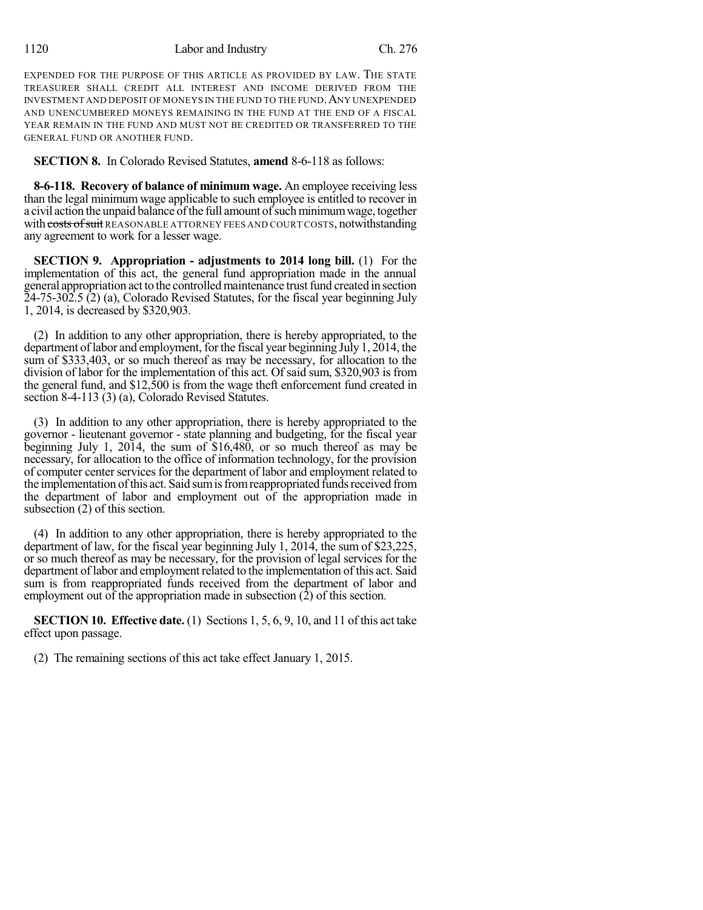EXPENDED FOR THE PURPOSE OF THIS ARTICLE AS PROVIDED BY LAW. THE STATE TREASURER SHALL CREDIT ALL INTEREST AND INCOME DERIVED FROM THE INVESTMENT AND DEPOSIT OF MONEYS IN THE FUND TO THE FUND. ANY UNEXPENDED AND UNENCUMBERED MONEYS REMAINING IN THE FUND AT THE END OF A FISCAL YEAR REMAIN IN THE FUND AND MUST NOT BE CREDITED OR TRANSFERRED TO THE GENERAL FUND OR ANOTHER FUND.

**SECTION 8.** In Colorado Revised Statutes, **amend** 8-6-118 as follows:

**8-6-118. Recovery of balance of minimum wage.** An employee receiving less than the legal minimum wage applicable to such employee is entitled to recover in a civil action the unpaid balance of the full amount of such minimum wage, together with ~~costs of suit~~ REASONABLE ATTORNEY FEES AND COURT COSTS, notwithstanding any agreement to work for a lesser wage.

**SECTION 9. Appropriation - adjustments to 2014 long bill.** (1) For the implementation of this act, the general fund appropriation made in the annual general appropriation act to the controlled maintenance trust fund created in section 24-75-302.5 (2) (a), Colorado Revised Statutes, for the fiscal year beginning July 1, 2014, is decreased by $320,903.

(2) In addition to any other appropriation, there is hereby appropriated, to the department of labor and employment, for the fiscal year beginning July 1, 2014, the sum of $333,403, or so much thereof as may be necessary, for allocation to the division of labor for the implementation of this act. Of said sum, $320,903 is from the general fund, and $12,500 is from the wage theft enforcement fund created in section 8-4-113 (3) (a), Colorado Revised Statutes.

(3) In addition to any other appropriation, there is hereby appropriated to the governor - lieutenant governor - state planning and budgeting, for the fiscal year beginning July 1, 2014, the sum of $16,480, or so much thereof as may be necessary, for allocation to the office of information technology, for the provision of computer center services for the department of labor and employment related to the implementation of this act. Said sum is from reappropriated funds received from the department of labor and employment out of the appropriation made in subsection (2) of this section.

(4) In addition to any other appropriation, there is hereby appropriated to the department of law, for the fiscal year beginning July 1, 2014, the sum of $23,225, or so much thereof as may be necessary, for the provision of legal services for the department of labor and employment related to the implementation of this act. Said sum is from reappropriated funds received from the department of labor and employment out of the appropriation made in subsection (2) of this section.

**SECTION 10. Effective date.** (1) Sections 1, 5, 6, 9, 10, and 11 of this act take effect upon passage.

(2) The remaining sections of this act take effect January 1, 2015.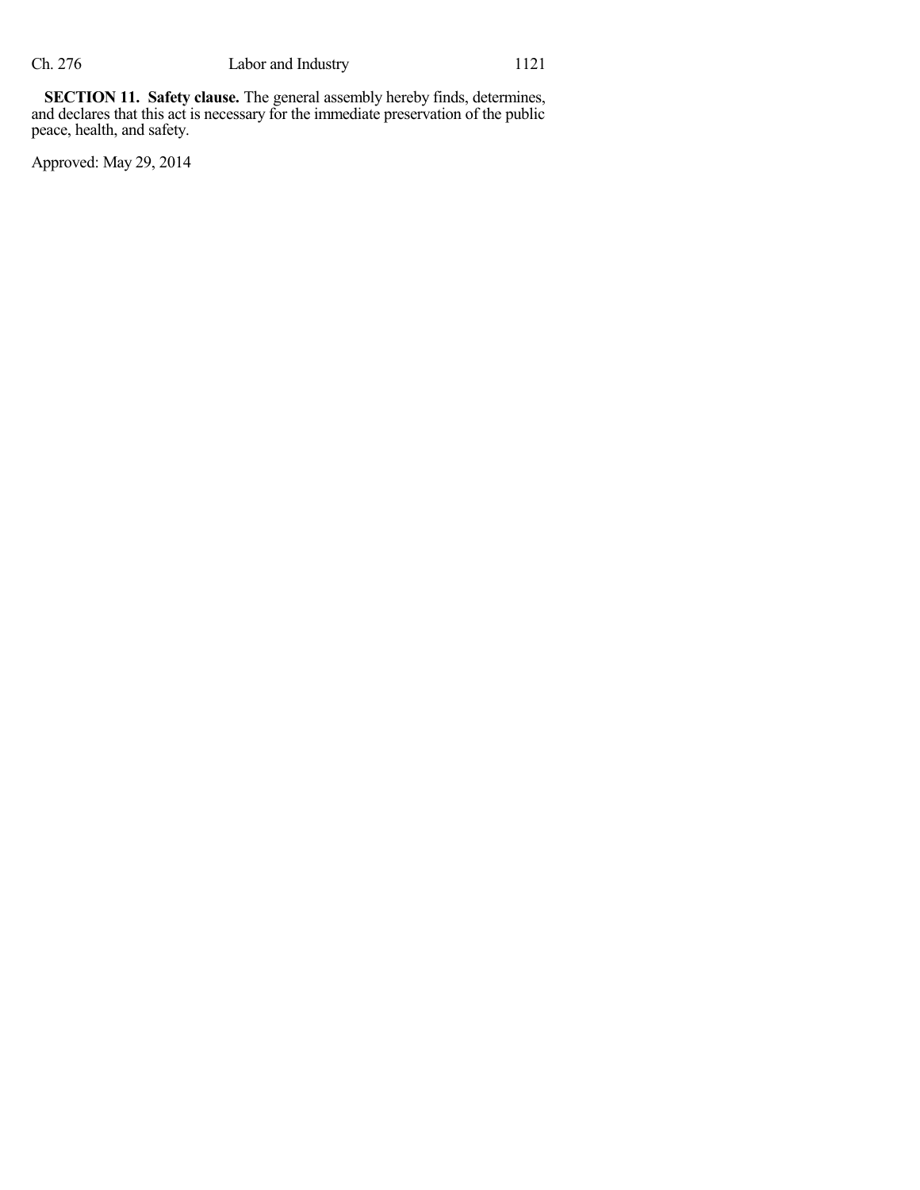**SECTION 11. Safety clause.** The general assembly hereby finds, determines, and declares that this act is necessary for the immediate preservation of the public peace, health, and safety.

Approved: May 29, 2014